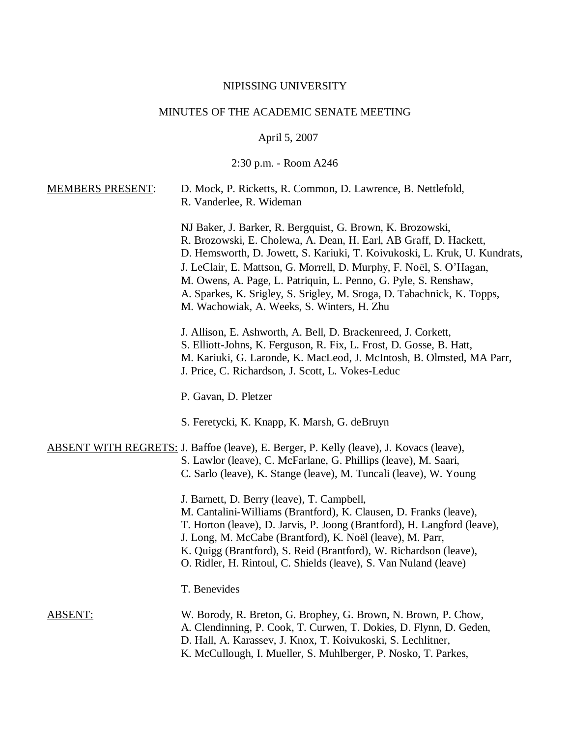NIPISSING UNIVERSITY

MINUTES OF THE ACADEMIC SENATE MEETING

April 5, 2007

2:30 p.m. - Room A246

MEMBERS PRESENT:

D. Mock, P. Ricketts, R. Common, D. Lawrence, B. Nettlefold, R. Vanderlee, R. Wideman

NJ Baker, J. Barker, R. Bergquist, G. Brown, K. Brozowski, R. Brozowski, E. Cholewa, A. Dean, H. Earl, AB Graff, D. Hackett, D. Hemsworth, D. Jowett, S. Kariuki, T. Koivukoski, L. Kruk, U. Kundrats, J. LeClair, E. Mattson, G. Morrell, D. Murphy, F. Noël, S. O'Hagan, M. Owens, A. Page, L. Patriquin, L. Penno, G. Pyle, S. Renshaw, A. Sparkes, K. Srigley, S. Srigley, M. Sroga, D. Tabachnick, K. Topps, M. Wachowiak, A. Weeks, S. Winters, H. Zhu

J. Allison, E. Ashworth, A. Bell, D. Brackenreed, J. Corkett, S. Elliott-Johns, K. Ferguson, R. Fix, L. Frost, D. Gosse, B. Hatt, M. Kariuki, G. Laronde, K. MacLeod, J. McIntosh, B. Olmsted, MA Parr, J. Price, C. Richardson, J. Scott, L. Vokes-Leduc

P. Gavan, D. Pletzer

S. Feretycki, K. Knapp, K. Marsh, G. deBruyn

ABSENT WITH REGRETS:

J. Baffoe (leave), E. Berger, P. Kelly (leave), J. Kovacs (leave), S. Lawlor (leave), C. McFarlane, G. Phillips (leave), M. Saari, C. Sarlo (leave), K. Stange (leave), M. Tuncali (leave), W. Young

J. Barnett, D. Berry (leave), T. Campbell, M. Cantalini-Williams (Brantford), K. Clausen, D. Franks (leave), T. Horton (leave), D. Jarvis, P. Joong (Brantford), H. Langford (leave), J. Long, M. McCabe (Brantford), K. Noël (leave), M. Parr, K. Quigg (Brantford), S. Reid (Brantford), W. Richardson (leave), O. Ridler, H. Rintoul, C. Shields (leave), S. Van Nuland (leave)

T. Benevides

ABSENT:

W. Borody, R. Breton, G. Brophey, G. Brown, N. Brown, P. Chow, A. Clendinning, P. Cook, T. Curwen, T. Dokies, D. Flynn, D. Geden, D. Hall, A. Karassev, J. Knox, T. Koivukoski, S. Lechlitner, K. McCullough, I. Mueller, S. Muhlberger, P. Nosko, T. Parkes,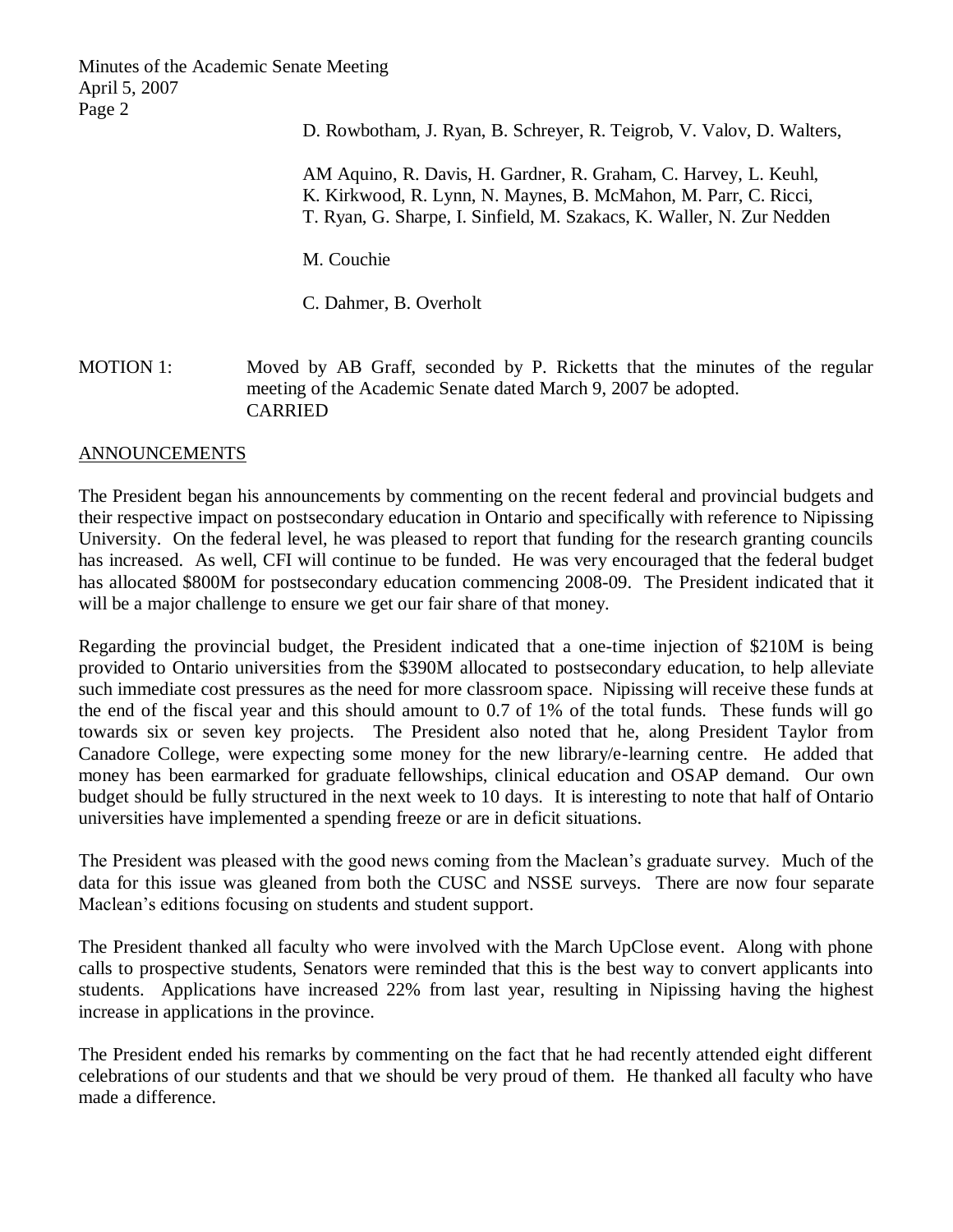D. Rowbotham, J. Ryan, B. Schreyer, R. Teigrob, V. Valov, D. Walters,

AM Aquino, R. Davis, H. Gardner, R. Graham, C. Harvey, L. Keuhl, K. Kirkwood, R. Lynn, N. Maynes, B. McMahon, M. Parr, C. Ricci, T. Ryan, G. Sharpe, I. Sinfield, M. Szakacs, K. Waller, N. Zur Nedden

M. Couchie

C. Dahmer, B. Overholt

MOTION 1: Moved by AB Graff, seconded by P. Ricketts that the minutes of the regular meeting of the Academic Senate dated March 9, 2007 be adopted.
CARRIED

ANNOUNCEMENTS

The President began his announcements by commenting on the recent federal and provincial budgets and their respective impact on postsecondary education in Ontario and specifically with reference to Nipissing University. On the federal level, he was pleased to report that funding for the research granting councils has increased. As well, CFI will continue to be funded. He was very encouraged that the federal budget has allocated $800M for postsecondary education commencing 2008-09. The President indicated that it will be a major challenge to ensure we get our fair share of that money.

Regarding the provincial budget, the President indicated that a one-time injection of $210M is being provided to Ontario universities from the $390M allocated to postsecondary education, to help alleviate such immediate cost pressures as the need for more classroom space. Nipissing will receive these funds at the end of the fiscal year and this should amount to 0.7 of 1% of the total funds. These funds will go towards six or seven key projects. The President also noted that he, along President Taylor from Canadore College, were expecting some money for the new library/e-learning centre. He added that money has been earmarked for graduate fellowships, clinical education and OSAP demand. Our own budget should be fully structured in the next week to 10 days. It is interesting to note that half of Ontario universities have implemented a spending freeze or are in deficit situations.

The President was pleased with the good news coming from the Maclean's graduate survey. Much of the data for this issue was gleaned from both the CUSC and NSSE surveys. There are now four separate Maclean's editions focusing on students and student support.

The President thanked all faculty who were involved with the March UpClose event. Along with phone calls to prospective students, Senators were reminded that this is the best way to convert applicants into students. Applications have increased 22% from last year, resulting in Nipissing having the highest increase in applications in the province.

The President ended his remarks by commenting on the fact that he had recently attended eight different celebrations of our students and that we should be very proud of them. He thanked all faculty who have made a difference.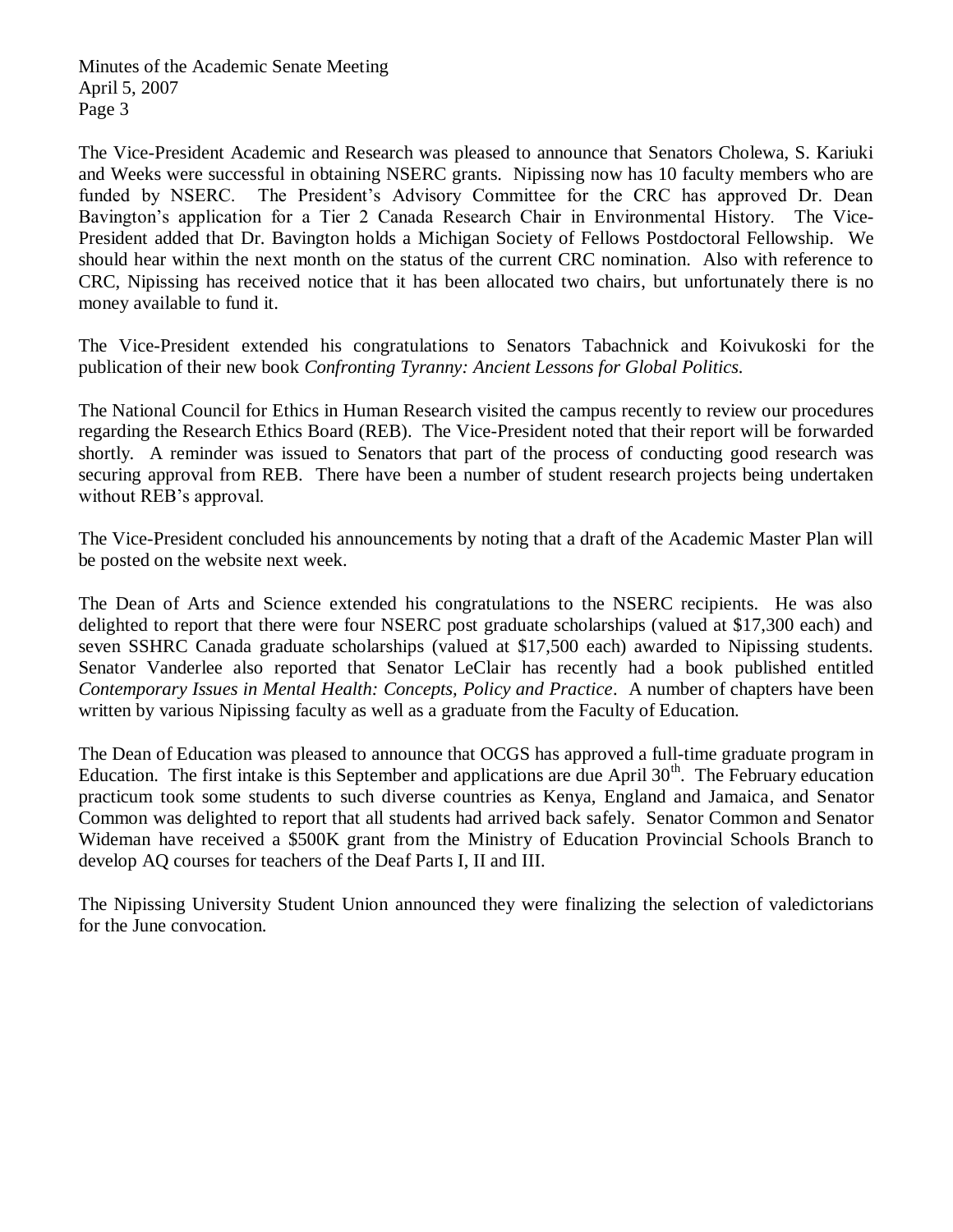The Vice-President Academic and Research was pleased to announce that Senators Cholewa, S. Kariuki and Weeks were successful in obtaining NSERC grants. Nipissing now has 10 faculty members who are funded by NSERC. The President's Advisory Committee for the CRC has approved Dr. Dean Bavington's application for a Tier 2 Canada Research Chair in Environmental History. The Vice-President added that Dr. Bavington holds a Michigan Society of Fellows Postdoctoral Fellowship. We should hear within the next month on the status of the current CRC nomination. Also with reference to CRC, Nipissing has received notice that it has been allocated two chairs, but unfortunately there is no money available to fund it.

The Vice-President extended his congratulations to Senators Tabachnick and Koivukoski for the publication of their new book *Confronting Tyranny: Ancient Lessons for Global Politics.*

The National Council for Ethics in Human Research visited the campus recently to review our procedures regarding the Research Ethics Board (REB). The Vice-President noted that their report will be forwarded shortly. A reminder was issued to Senators that part of the process of conducting good research was securing approval from REB. There have been a number of student research projects being undertaken without REB's approval.

The Vice-President concluded his announcements by noting that a draft of the Academic Master Plan will be posted on the website next week.

The Dean of Arts and Science extended his congratulations to the NSERC recipients. He was also delighted to report that there were four NSERC post graduate scholarships (valued at $17,300 each) and seven SSHRC Canada graduate scholarships (valued at $17,500 each) awarded to Nipissing students. Senator Vanderlee also reported that Senator LeClair has recently had a book published entitled *Contemporary Issues in Mental Health: Concepts, Policy and Practice*. A number of chapters have been written by various Nipissing faculty as well as a graduate from the Faculty of Education.

The Dean of Education was pleased to announce that OCGS has approved a full-time graduate program in Education. The first intake is this September and applications are due April 30th. The February education practicum took some students to such diverse countries as Kenya, England and Jamaica, and Senator Common was delighted to report that all students had arrived back safely. Senator Common and Senator Wideman have received a $500K grant from the Ministry of Education Provincial Schools Branch to develop AQ courses for teachers of the Deaf Parts I, II and III.

The Nipissing University Student Union announced they were finalizing the selection of valedictorians for the June convocation.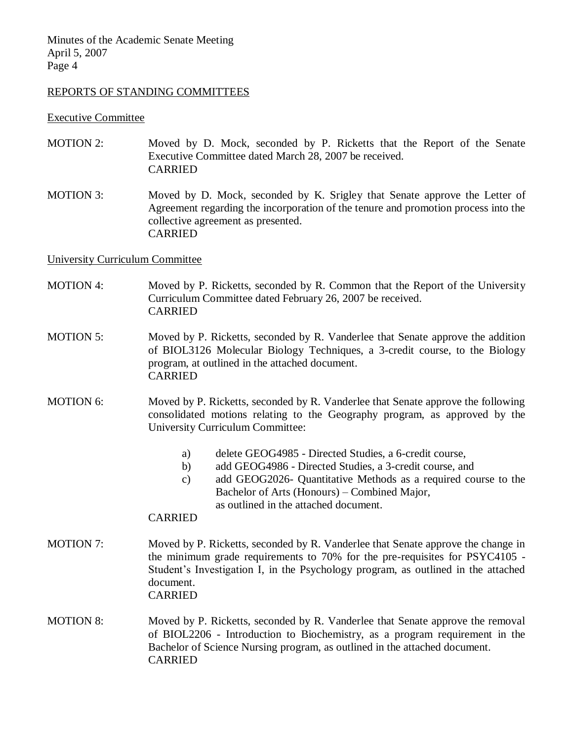## REPORTS OF STANDING COMMITTEES

### Executive Committee

MOTION 2: Moved by D. Mock, seconded by P. Ricketts that the Report of the Senate Executive Committee dated March 28, 2007 be received.
CARRIED

MOTION 3: Moved by D. Mock, seconded by K. Srigley that Senate approve the Letter of Agreement regarding the incorporation of the tenure and promotion process into the collective agreement as presented.
CARRIED

### University Curriculum Committee

MOTION 4: Moved by P. Ricketts, seconded by R. Common that the Report of the University Curriculum Committee dated February 26, 2007 be received.
CARRIED

MOTION 5: Moved by P. Ricketts, seconded by R. Vanderlee that Senate approve the addition of BIOL3126 Molecular Biology Techniques, a 3-credit course, to the Biology program, at outlined in the attached document.
CARRIED

MOTION 6: Moved by P. Ricketts, seconded by R. Vanderlee that Senate approve the following consolidated motions relating to the Geography program, as approved by the University Curriculum Committee:

a) delete GEOG4985 - Directed Studies, a 6-credit course,
b) add GEOG4986 - Directed Studies, a 3-credit course, and
c) add GEOG2026- Quantitative Methods as a required course to the Bachelor of Arts (Honours) – Combined Major, as outlined in the attached document.

CARRIED

MOTION 7: Moved by P. Ricketts, seconded by R. Vanderlee that Senate approve the change in the minimum grade requirements to 70% for the pre-requisites for PSYC4105 - Student's Investigation I, in the Psychology program, as outlined in the attached document.
CARRIED

MOTION 8: Moved by P. Ricketts, seconded by R. Vanderlee that Senate approve the removal of BIOL2206 - Introduction to Biochemistry, as a program requirement in the Bachelor of Science Nursing program, as outlined in the attached document.
CARRIED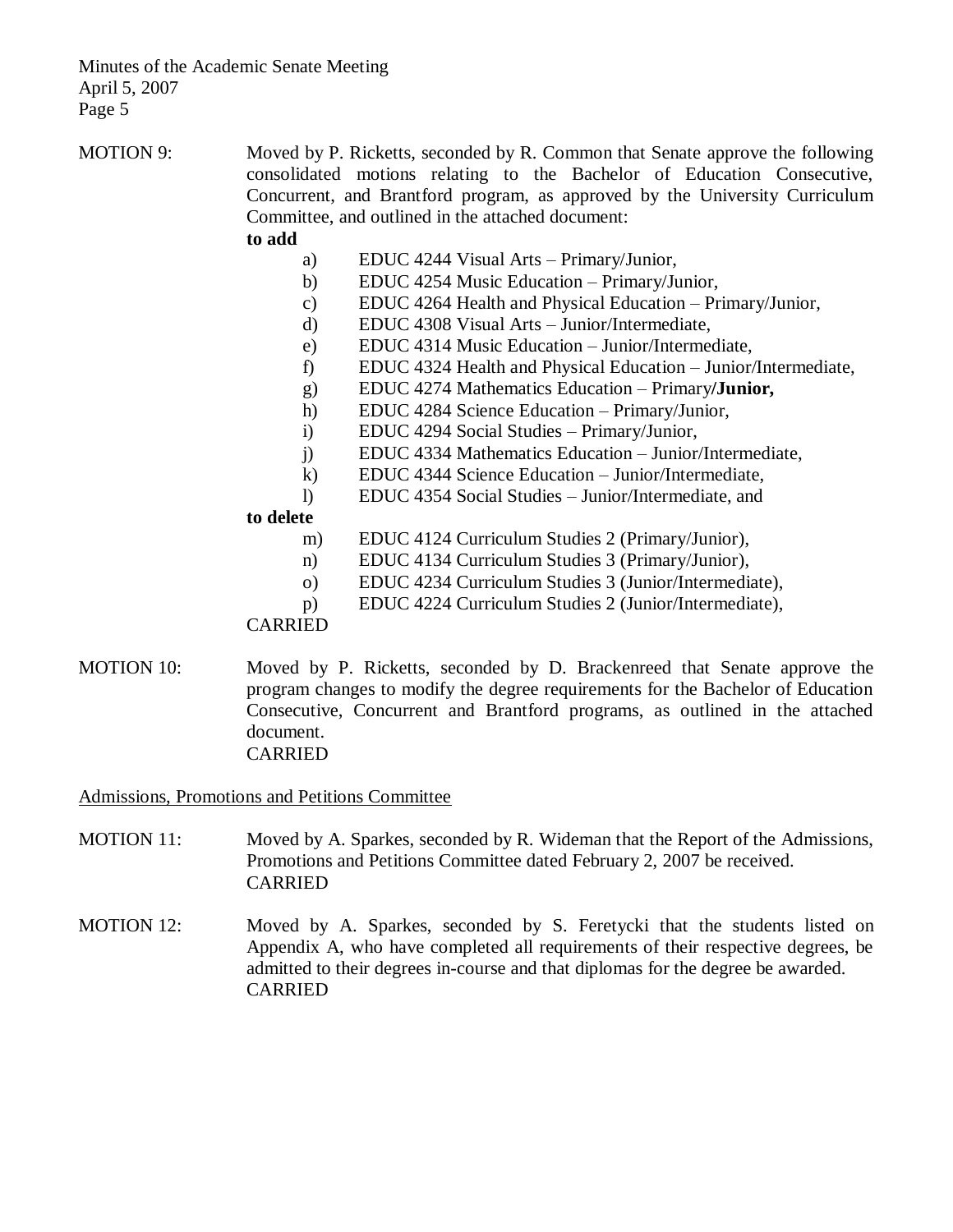MOTION 9: Moved by P. Ricketts, seconded by R. Common that Senate approve the following consolidated motions relating to the Bachelor of Education Consecutive, Concurrent, and Brantford program, as approved by the University Curriculum Committee, and outlined in the attached document:

**to add**

- a) EDUC 4244 Visual Arts – Primary/Junior,
- b) EDUC 4254 Music Education – Primary/Junior,
- c) EDUC 4264 Health and Physical Education – Primary/Junior,
- d) EDUC 4308 Visual Arts – Junior/Intermediate,
- e) EDUC 4314 Music Education – Junior/Intermediate,
- f) EDUC 4324 Health and Physical Education – Junior/Intermediate,
- g) EDUC 4274 Mathematics Education – Primary**/Junior,**
- h) EDUC 4284 Science Education – Primary/Junior,
- i) EDUC 4294 Social Studies – Primary/Junior,
- j) EDUC 4334 Mathematics Education – Junior/Intermediate,
- k) EDUC 4344 Science Education – Junior/Intermediate,
- l) EDUC 4354 Social Studies – Junior/Intermediate, and

**to delete**

- m) EDUC 4124 Curriculum Studies 2 (Primary/Junior),
- n) EDUC 4134 Curriculum Studies 3 (Primary/Junior),
- o) EDUC 4234 Curriculum Studies 3 (Junior/Intermediate),
- p) EDUC 4224 Curriculum Studies 2 (Junior/Intermediate),

CARRIED

MOTION 10: Moved by P. Ricketts, seconded by D. Brackenreed that Senate approve the program changes to modify the degree requirements for the Bachelor of Education Consecutive, Concurrent and Brantford programs, as outlined in the attached document.
CARRIED

Admissions, Promotions and Petitions Committee

MOTION 11: Moved by A. Sparkes, seconded by R. Wideman that the Report of the Admissions, Promotions and Petitions Committee dated February 2, 2007 be received.
CARRIED

MOTION 12: Moved by A. Sparkes, seconded by S. Feretycki that the students listed on Appendix A, who have completed all requirements of their respective degrees, be admitted to their degrees in-course and that diplomas for the degree be awarded.
CARRIED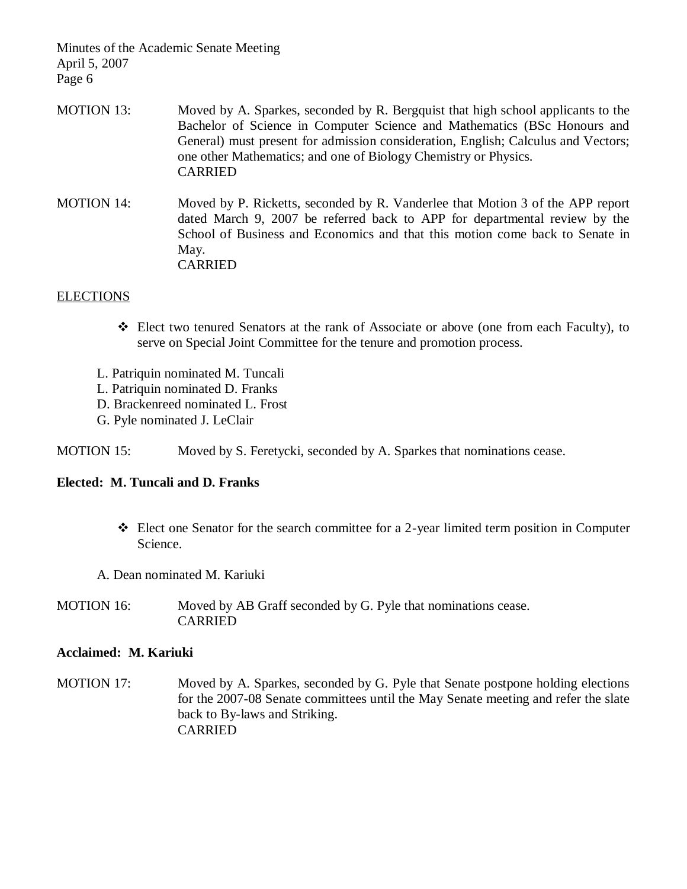MOTION 13: Moved by A. Sparkes, seconded by R. Bergquist that high school applicants to the Bachelor of Science in Computer Science and Mathematics (BSc Honours and General) must present for admission consideration, English; Calculus and Vectors; one other Mathematics; and one of Biology Chemistry or Physics.
CARRIED

MOTION 14: Moved by P. Ricketts, seconded by R. Vanderlee that Motion 3 of the APP report dated March 9, 2007 be referred back to APP for departmental review by the School of Business and Economics and that this motion come back to Senate in May.
CARRIED

## ELECTIONS

- Elect two tenured Senators at the rank of Associate or above (one from each Faculty), to serve on Special Joint Committee for the tenure and promotion process.

L. Patriquin nominated M. Tuncali
L. Patriquin nominated D. Franks
D. Brackenreed nominated L. Frost
G. Pyle nominated J. LeClair

MOTION 15: Moved by S. Feretycki, seconded by A. Sparkes that nominations cease.

**Elected: M. Tuncali and D. Franks**

- Elect one Senator for the search committee for a 2-year limited term position in Computer Science.

A. Dean nominated M. Kariuki

MOTION 16: Moved by AB Graff seconded by G. Pyle that nominations cease.
CARRIED

**Acclaimed: M. Kariuki**

MOTION 17: Moved by A. Sparkes, seconded by G. Pyle that Senate postpone holding elections for the 2007-08 Senate committees until the May Senate meeting and refer the slate back to By-laws and Striking.
CARRIED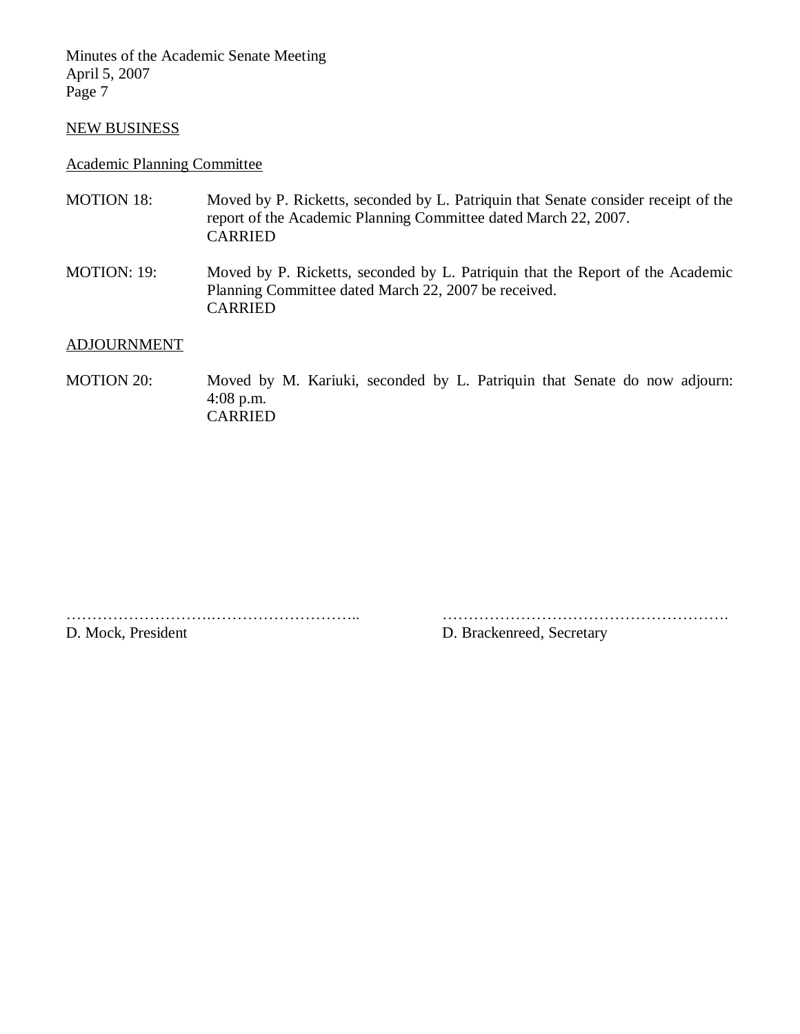NEW BUSINESS

Academic Planning Committee

MOTION 18: Moved by P. Ricketts, seconded by L. Patriquin that Senate consider receipt of the report of the Academic Planning Committee dated March 22, 2007.
CARRIED

MOTION: 19: Moved by P. Ricketts, seconded by L. Patriquin that the Report of the Academic Planning Committee dated March 22, 2007 be received.
CARRIED

ADJOURNMENT

MOTION 20: Moved by M. Kariuki, seconded by L. Patriquin that Senate do now adjourn: 4:08 p.m.
CARRIED

……………………….……………………….. ……………………………………………….

D. Mock, President D. Brackenreed, Secretary